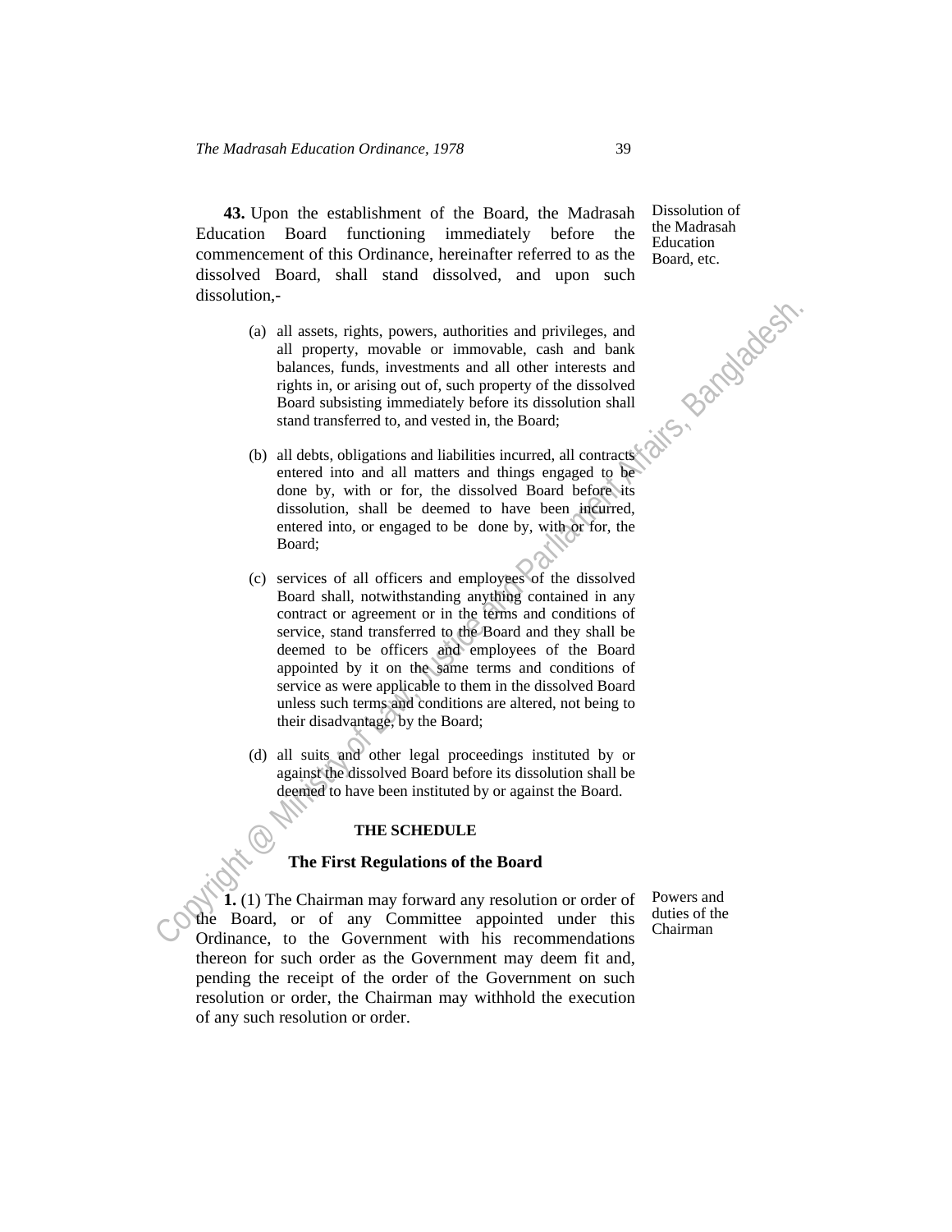**43.** Upon the establishment of the Board, the Madrasah Education Board functioning immediately before the commencement of this Ordinance, hereinafter referred to as the dissolved Board, shall stand dissolved, and upon such dissolution,-

*Dissolution of the Madrasah Education Board, etc.*

(a) all assets, rights, powers, authorities and privileges, and all property, movable or immovable, cash and bank balances, funds, investments and all other interests and rights in, or arising out of, such property of the dissolved Board subsisting immediately before its dissolution shall stand transferred to, and vested in, the Board;

(b) all debts, obligations and liabilities incurred, all contracts entered into and all matters and things engaged to be done by, with or for, the dissolved Board before its dissolution, shall be deemed to have been incurred, entered into, or engaged to be done by, with or for, the Board;

(c) services of all officers and employees of the dissolved Board shall, notwithstanding anything contained in any contract or agreement or in the terms and conditions of service, stand transferred to the Board and they shall be deemed to be officers and employees of the Board appointed by it on the same terms and conditions of service as were applicable to them in the dissolved Board unless such terms and conditions are altered, not being to their disadvantage, by the Board;

(d) all suits and other legal proceedings instituted by or against the dissolved Board before its dissolution shall be deemed to have been instituted by or against the Board.

## THE SCHEDULE

### The First Regulations of the Board

*Powers and duties of the Chairman*

**1.** (1) The Chairman may forward any resolution or order of the Board, or of any Committee appointed under this Ordinance, to the Government with his recommendations thereon for such order as the Government may deem fit and, pending the receipt of the order of the Government on such resolution or order, the Chairman may withhold the execution of any such resolution or order.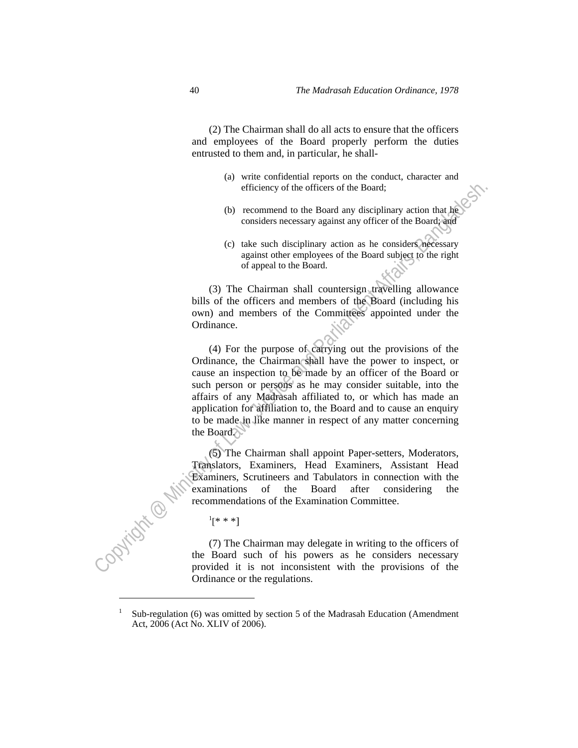(2) The Chairman shall do all acts to ensure that the officers and employees of the Board properly perform the duties entrusted to them and, in particular, he shall-

(a) write confidential reports on the conduct, character and efficiency of the officers of the Board;

(b) recommend to the Board any disciplinary action that he considers necessary against any officer of the Board; and

(c) take such disciplinary action as he considers necessary against other employees of the Board subject to the right of appeal to the Board.

(3) The Chairman shall countersign travelling allowance bills of the officers and members of the Board (including his own) and members of the Committees appointed under the Ordinance.

(4) For the purpose of carrying out the provisions of the Ordinance, the Chairman shall have the power to inspect, or cause an inspection to be made by an officer of the Board or such person or persons as he may consider suitable, into the affairs of any Madrasah affiliated to, or which has made an application for affiliation to, the Board and to cause an enquiry to be made in like manner in respect of any matter concerning the Board.

(5) The Chairman shall appoint Paper-setters, Moderators, Translators, Examiners, Head Examiners, Assistant Head Examiners, Scrutineers and Tabulators in connection with the examinations of the Board after considering the recommendations of the Examination Committee.

[1][* * *]

(7) The Chairman may delegate in writing to the officers of the Board such of his powers as he considers necessary provided it is not inconsistent with the provisions of the Ordinance or the regulations.

---

[1] Sub-regulation (6) was omitted by section 5 of the Madrasah Education (Amendment Act, 2006 (Act No. XLIV of 2006).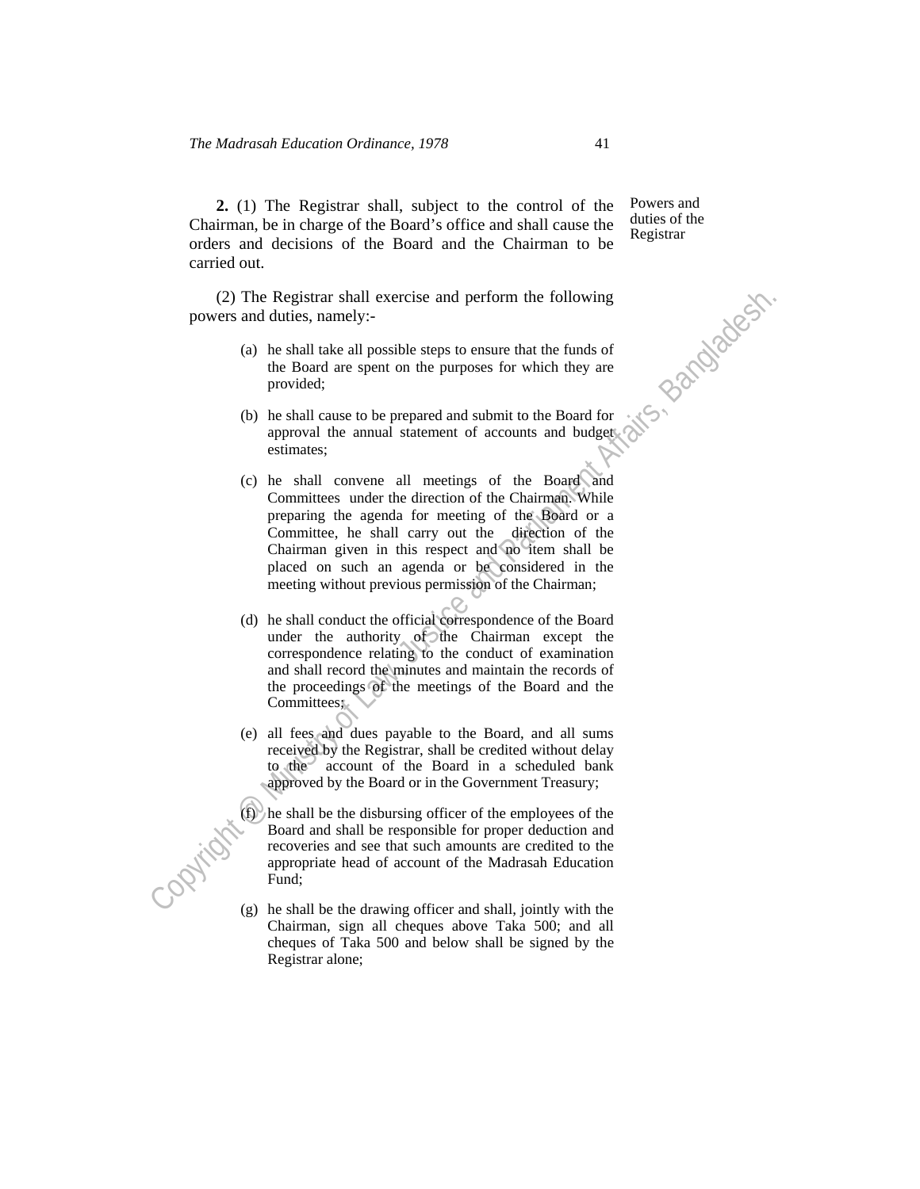**2.** (1) The Registrar shall, subject to the control of the Chairman, be in charge of the Board's office and shall cause the orders and decisions of the Board and the Chairman to be carried out.

Powers and duties of the Registrar

(2) The Registrar shall exercise and perform the following powers and duties, namely:-

(a) he shall take all possible steps to ensure that the funds of the Board are spent on the purposes for which they are provided;

(b) he shall cause to be prepared and submit to the Board for approval the annual statement of accounts and budget estimates;

(c) he shall convene all meetings of the Board and Committees under the direction of the Chairman. While preparing the agenda for meeting of the Board or a Committee, he shall carry out the direction of the Chairman given in this respect and no item shall be placed on such an agenda or be considered in the meeting without previous permission of the Chairman;

(d) he shall conduct the official correspondence of the Board under the authority of the Chairman except the correspondence relating to the conduct of examination and shall record the minutes and maintain the records of the proceedings of the meetings of the Board and the Committees;

(e) all fees and dues payable to the Board, and all sums received by the Registrar, shall be credited without delay to the account of the Board in a scheduled bank approved by the Board or in the Government Treasury;

(f) he shall be the disbursing officer of the employees of the Board and shall be responsible for proper deduction and recoveries and see that such amounts are credited to the appropriate head of account of the Madrasah Education Fund;

(g) he shall be the drawing officer and shall, jointly with the Chairman, sign all cheques above Taka 500; and all cheques of Taka 500 and below shall be signed by the Registrar alone;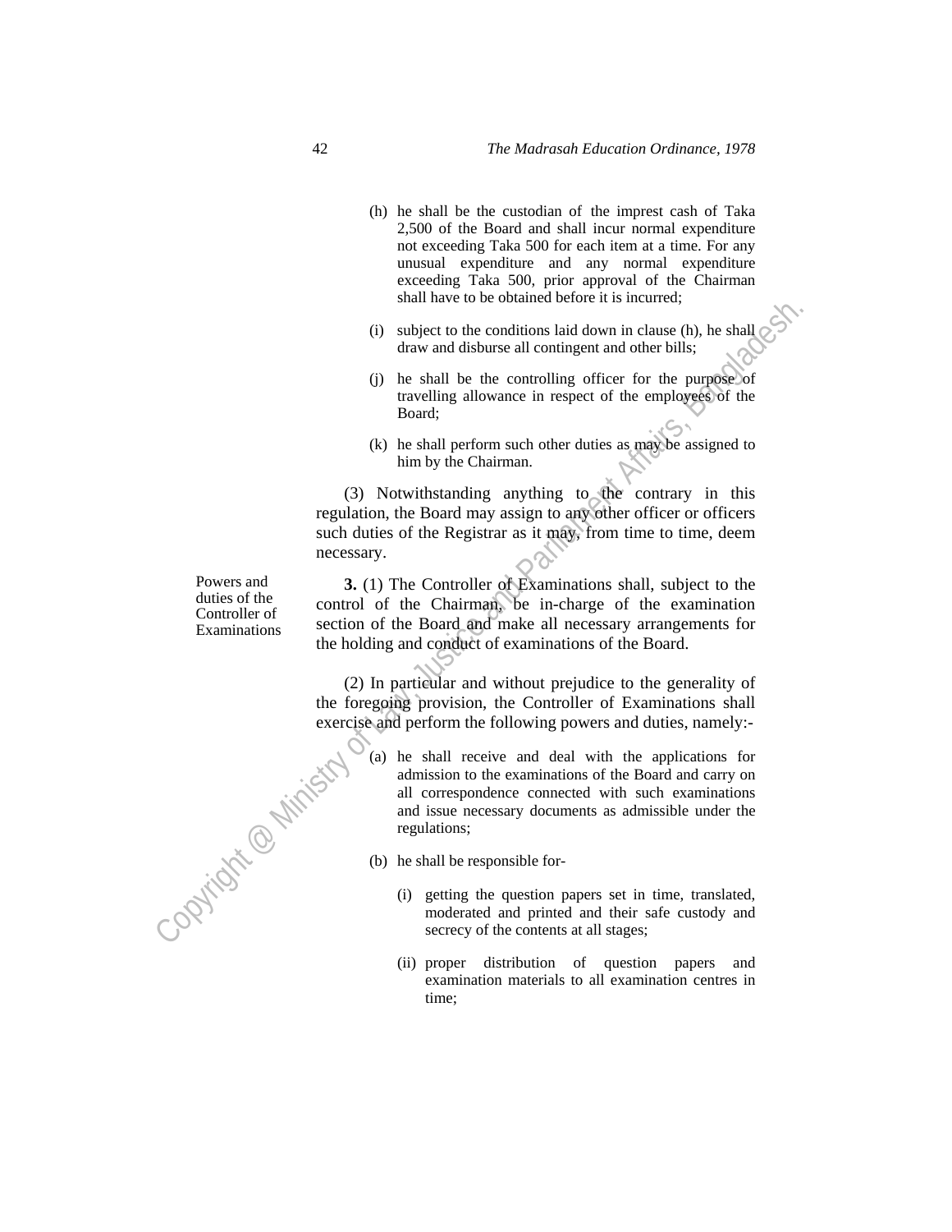(h) he shall be the custodian of the imprest cash of Taka 2,500 of the Board and shall incur normal expenditure not exceeding Taka 500 for each item at a time. For any unusual expenditure and any normal expenditure exceeding Taka 500, prior approval of the Chairman shall have to be obtained before it is incurred;

(i) subject to the conditions laid down in clause (h), he shall draw and disburse all contingent and other bills;

(j) he shall be the controlling officer for the purpose of travelling allowance in respect of the employees of the Board;

(k) he shall perform such other duties as may be assigned to him by the Chairman.

(3) Notwithstanding anything to the contrary in this regulation, the Board may assign to any other officer or officers such duties of the Registrar as it may, from time to time, deem necessary.

*Powers and duties of the Controller of Examinations*

**3.** (1) The Controller of Examinations shall, subject to the control of the Chairman, be in-charge of the examination section of the Board and make all necessary arrangements for the holding and conduct of examinations of the Board.

(2) In particular and without prejudice to the generality of the foregoing provision, the Controller of Examinations shall exercise and perform the following powers and duties, namely:-

(a) he shall receive and deal with the applications for admission to the examinations of the Board and carry on all correspondence connected with such examinations and issue necessary documents as admissible under the regulations;

(b) he shall be responsible for-

(i) getting the question papers set in time, translated, moderated and printed and their safe custody and secrecy of the contents at all stages;

(ii) proper distribution of question papers and examination materials to all examination centres in time;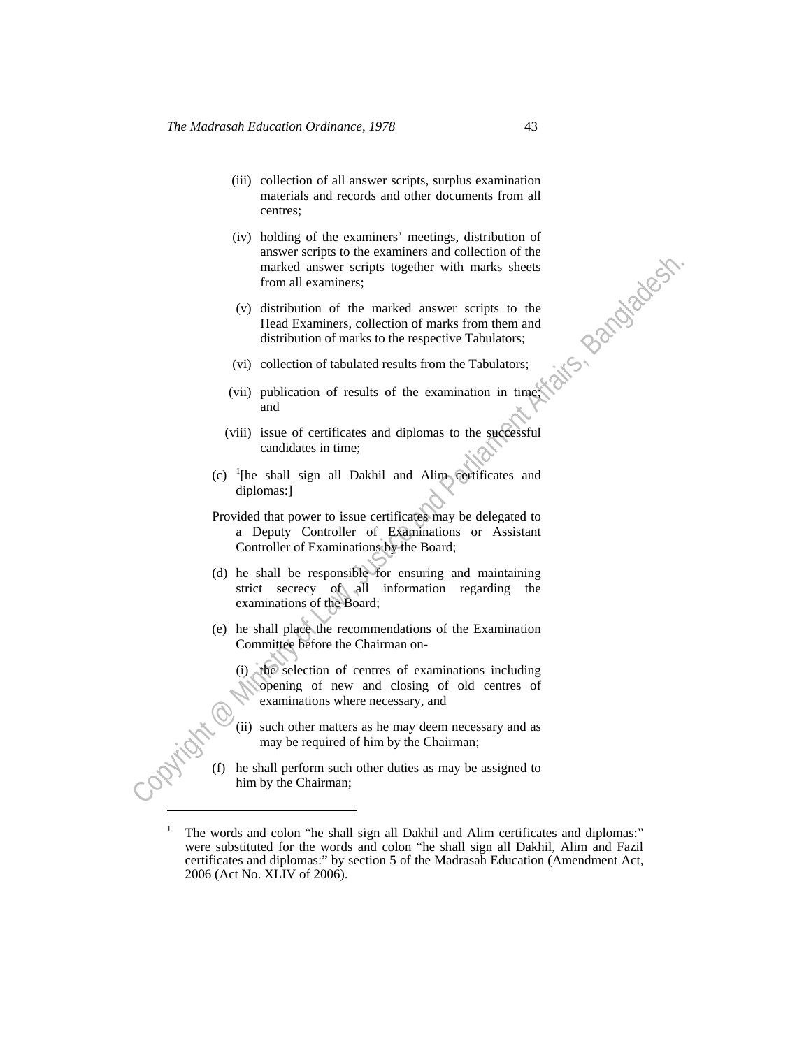(iii) collection of all answer scripts, surplus examination materials and records and other documents from all centres;

(iv) holding of the examiners' meetings, distribution of answer scripts to the examiners and collection of the marked answer scripts together with marks sheets from all examiners;

(v) distribution of the marked answer scripts to the Head Examiners, collection of marks from them and distribution of marks to the respective Tabulators;

(vi) collection of tabulated results from the Tabulators;

(vii) publication of results of the examination in time; and

(viii) issue of certificates and diplomas to the successful candidates in time;

(c) [1][he shall sign all Dakhil and Alim certificates and diplomas:]

Provided that power to issue certificates may be delegated to a Deputy Controller of Examinations or Assistant Controller of Examinations by the Board;

(d) he shall be responsible for ensuring and maintaining strict secrecy of all information regarding the examinations of the Board;

(e) he shall place the recommendations of the Examination Committee before the Chairman on-

(i) the selection of centres of examinations including opening of new and closing of old centres of examinations where necessary, and

(ii) such other matters as he may deem necessary and as may be required of him by the Chairman;

(f) he shall perform such other duties as may be assigned to him by the Chairman;

---

[1] The words and colon "he shall sign all Dakhil and Alim certificates and diplomas:" were substituted for the words and colon "he shall sign all Dakhil, Alim and Fazil certificates and diplomas:" by section 5 of the Madrasah Education (Amendment Act, 2006 (Act No. XLIV of 2006).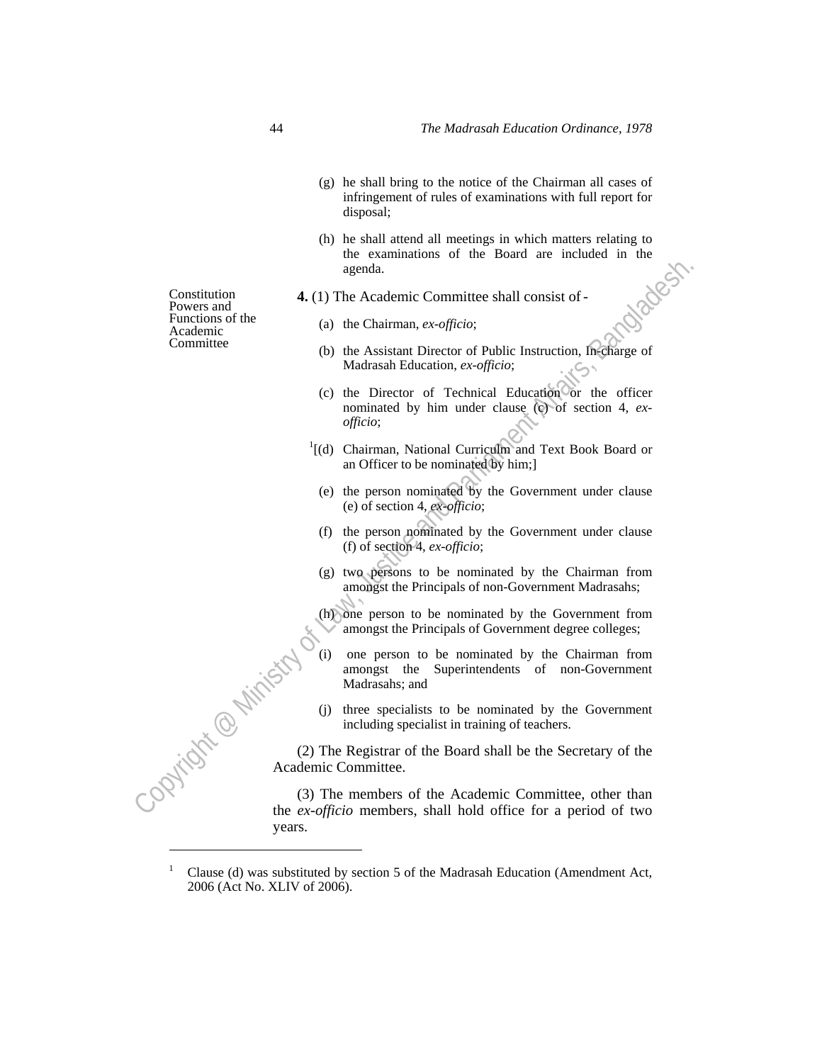(g) he shall bring to the notice of the Chairman all cases of infringement of rules of examinations with full report for disposal;

(h) he shall attend all meetings in which matters relating to the examinations of the Board are included in the agenda.

Constitution Powers and Functions of the Academic Committee

**4.** (1) The Academic Committee shall consist of -

(a) the Chairman, *ex-officio*;

(b) the Assistant Director of Public Instruction, In-charge of Madrasah Education, *ex-officio*;

(c) the Director of Technical Education or the officer nominated by him under clause (c) of section 4, *ex-officio*;

[1][(d) Chairman, National Curriculm and Text Book Board or an Officer to be nominated by him;]

(e) the person nominated by the Government under clause (e) of section 4, *ex-officio*;

(f) the person nominated by the Government under clause (f) of section 4, *ex-officio*;

(g) two persons to be nominated by the Chairman from amongst the Principals of non-Government Madrasahs;

(h) one person to be nominated by the Government from amongst the Principals of Government degree colleges;

(i) one person to be nominated by the Chairman from amongst the Superintendents of non-Government Madrasahs; and

(j) three specialists to be nominated by the Government including specialist in training of teachers.

(2) The Registrar of the Board shall be the Secretary of the Academic Committee.

(3) The members of the Academic Committee, other than the *ex-officio* members, shall hold office for a period of two years.

---

[1] Clause (d) was substituted by section 5 of the Madrasah Education (Amendment Act, 2006 (Act No. XLIV of 2006).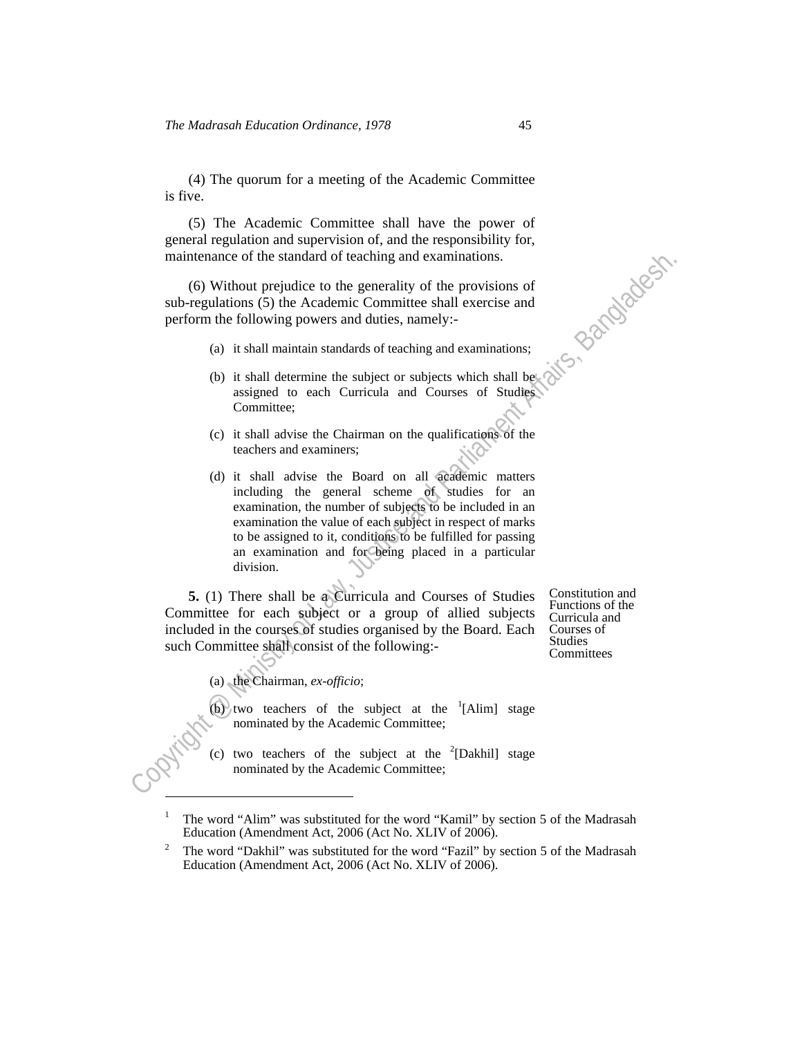(4) The quorum for a meeting of the Academic Committee is five.

(5) The Academic Committee shall have the power of general regulation and supervision of, and the responsibility for, maintenance of the standard of teaching and examinations.

(6) Without prejudice to the generality of the provisions of sub-regulations (5) the Academic Committee shall exercise and perform the following powers and duties, namely:-

(a) it shall maintain standards of teaching and examinations;

(b) it shall determine the subject or subjects which shall be assigned to each Curricula and Courses of Studies Committee;

(c) it shall advise the Chairman on the qualifications of the teachers and examiners;

(d) it shall advise the Board on all academic matters including the general scheme of studies for an examination, the number of subjects to be included in an examination the value of each subject in respect of marks to be assigned to it, conditions to be fulfilled for passing an examination and for being placed in a particular division.

Constitution and Functions of the Curricula and Courses of Studies Committees

**5.** (1) There shall be a Curricula and Courses of Studies Committee for each subject or a group of allied subjects included in the courses of studies organised by the Board. Each such Committee shall consist of the following:-

(a) the Chairman, *ex-officio*;

(b) two teachers of the subject at the [1][Alim] stage nominated by the Academic Committee;

(c) two teachers of the subject at the [2][Dakhil] stage nominated by the Academic Committee;

---

[1] The word "Alim" was substituted for the word "Kamil" by section 5 of the Madrasah Education (Amendment Act, 2006 (Act No. XLIV of 2006).

[2] The word "Dakhil" was substituted for the word "Fazil" by section 5 of the Madrasah Education (Amendment Act, 2006 (Act No. XLIV of 2006).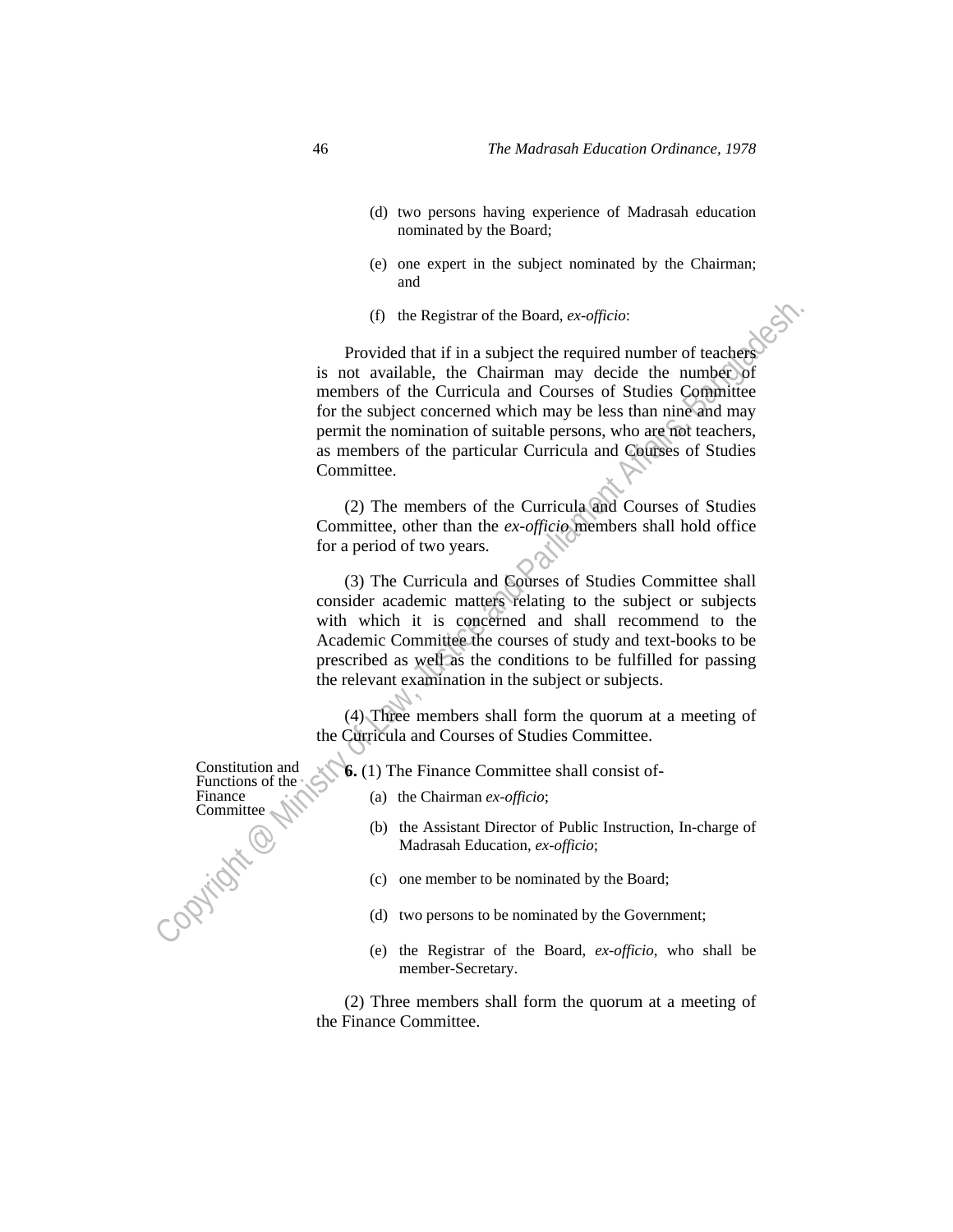(d) two persons having experience of Madrasah education nominated by the Board;

(e) one expert in the subject nominated by the Chairman; and

(f) the Registrar of the Board, *ex-officio*:

Provided that if in a subject the required number of teachers is not available, the Chairman may decide the number of members of the Curricula and Courses of Studies Committee for the subject concerned which may be less than nine and may permit the nomination of suitable persons, who are not teachers, as members of the particular Curricula and Courses of Studies Committee.

(2) The members of the Curricula and Courses of Studies Committee, other than the *ex-officio* members shall hold office for a period of two years.

(3) The Curricula and Courses of Studies Committee shall consider academic matters relating to the subject or subjects with which it is concerned and shall recommend to the Academic Committee the courses of study and text-books to be prescribed as well as the conditions to be fulfilled for passing the relevant examination in the subject or subjects.

(4) Three members shall form the quorum at a meeting of the Curricula and Courses of Studies Committee.

Constitution and Functions of the Finance Committee

**6.** (1) The Finance Committee shall consist of-

(a) the Chairman *ex-officio*;

(b) the Assistant Director of Public Instruction, In-charge of Madrasah Education, *ex-officio*;

(c) one member to be nominated by the Board;

(d) two persons to be nominated by the Government;

(e) the Registrar of the Board, *ex-officio*, who shall be member-Secretary.

(2) Three members shall form the quorum at a meeting of the Finance Committee.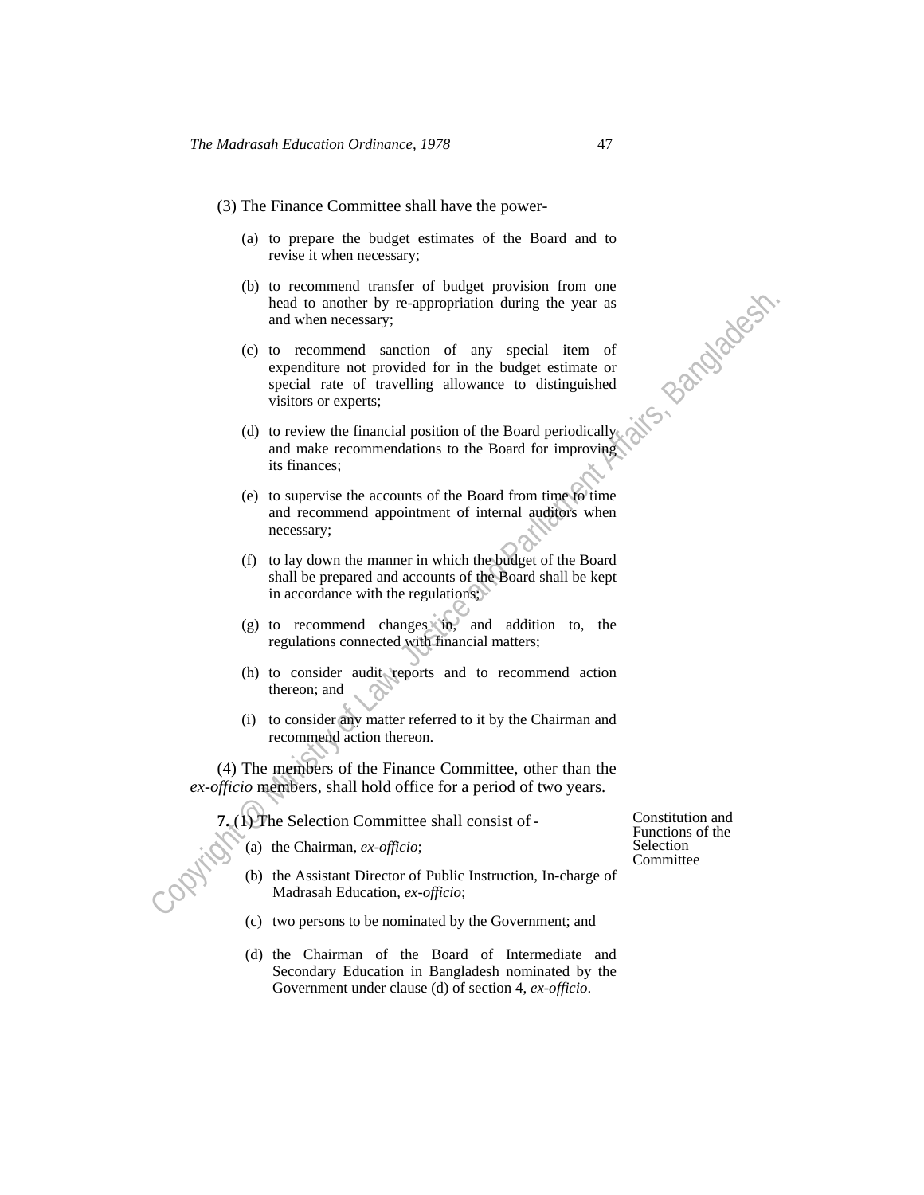(3) The Finance Committee shall have the power-

(a) to prepare the budget estimates of the Board and to revise it when necessary;

(b) to recommend transfer of budget provision from one head to another by re-appropriation during the year as and when necessary;

(c) to recommend sanction of any special item of expenditure not provided for in the budget estimate or special rate of travelling allowance to distinguished visitors or experts;

(d) to review the financial position of the Board periodically and make recommendations to the Board for improving its finances;

(e) to supervise the accounts of the Board from time to time and recommend appointment of internal auditors when necessary;

(f) to lay down the manner in which the budget of the Board shall be prepared and accounts of the Board shall be kept in accordance with the regulations;

(g) to recommend changes in, and addition to, the regulations connected with financial matters;

(h) to consider audit reports and to recommend action thereon; and

(i) to consider any matter referred to it by the Chairman and recommend action thereon.

(4) The members of the Finance Committee, other than the *ex-officio* members, shall hold office for a period of two years.

Constitution and Functions of the Selection Committee

**7.** (1) The Selection Committee shall consist of -

(a) the Chairman, *ex-officio*;

(b) the Assistant Director of Public Instruction, In-charge of Madrasah Education, *ex-officio*;

(c) two persons to be nominated by the Government; and

(d) the Chairman of the Board of Intermediate and Secondary Education in Bangladesh nominated by the Government under clause (d) of section 4, *ex-officio*.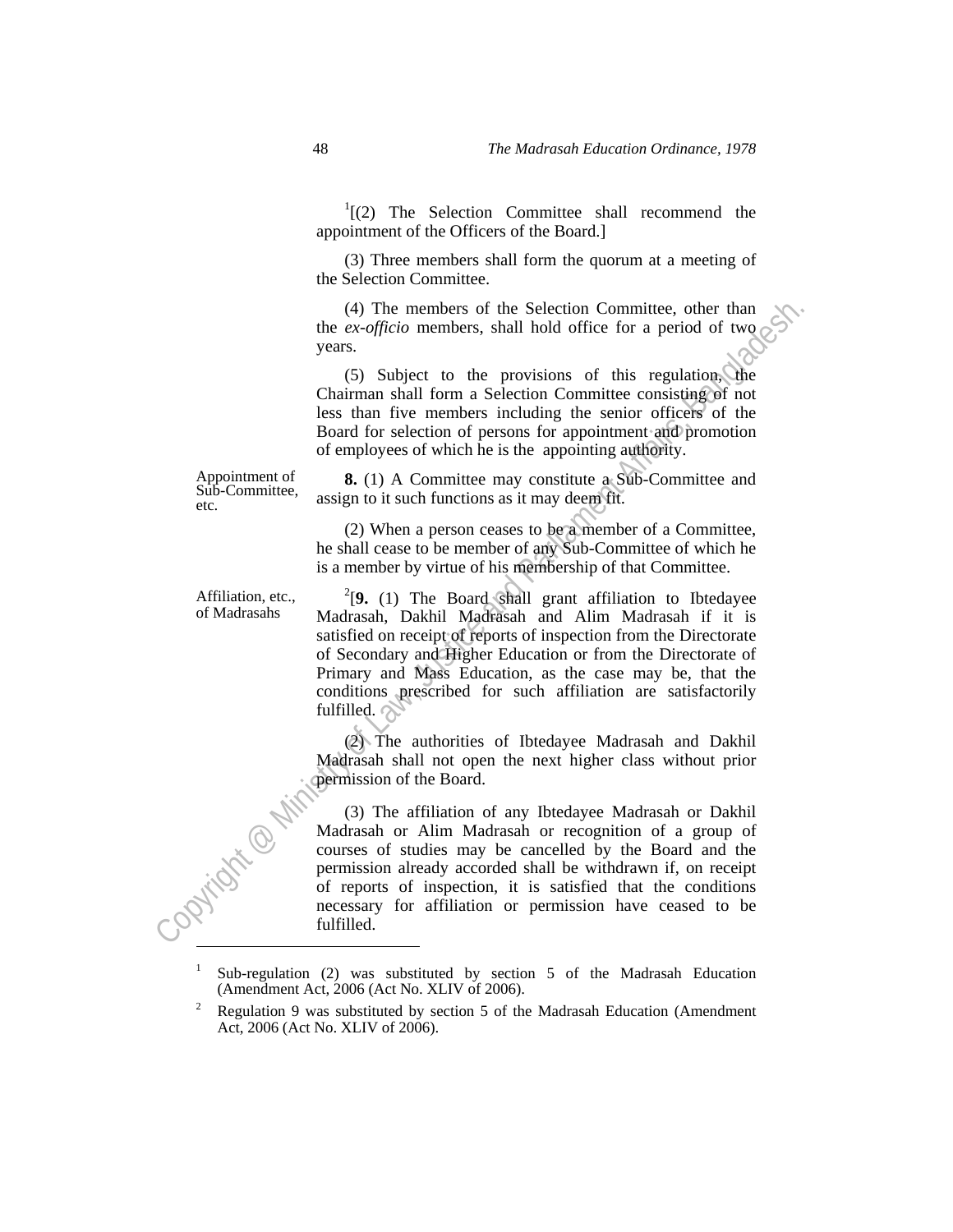[1][(2) The Selection Committee shall recommend the appointment of the Officers of the Board.]

(3) Three members shall form the quorum at a meeting of the Selection Committee.

(4) The members of the Selection Committee, other than the *ex-officio* members, shall hold office for a period of two years.

(5) Subject to the provisions of this regulation, the Chairman shall form a Selection Committee consisting of not less than five members including the senior officers of the Board for selection of persons for appointment and promotion of employees of which he is the appointing authority.

Appointment of Sub-Committee, etc.

**8.** (1) A Committee may constitute a Sub-Committee and assign to it such functions as it may deem fit.

(2) When a person ceases to be a member of a Committee, he shall cease to be member of any Sub-Committee of which he is a member by virtue of his membership of that Committee.

Affiliation, etc., of Madrasahs

[2][**9.** (1) The Board shall grant affiliation to Ibtedayee Madrasah, Dakhil Madrasah and Alim Madrasah if it is satisfied on receipt of reports of inspection from the Directorate of Secondary and Higher Education or from the Directorate of Primary and Mass Education, as the case may be, that the conditions prescribed for such affiliation are satisfactorily fulfilled.

(2) The authorities of Ibtedayee Madrasah and Dakhil Madrasah shall not open the next higher class without prior permission of the Board.

(3) The affiliation of any Ibtedayee Madrasah or Dakhil Madrasah or Alim Madrasah or recognition of a group of courses of studies may be cancelled by the Board and the permission already accorded shall be withdrawn if, on receipt of reports of inspection, it is satisfied that the conditions necessary for affiliation or permission have ceased to be fulfilled.

---

[1] Sub-regulation (2) was substituted by section 5 of the Madrasah Education (Amendment Act, 2006 (Act No. XLIV of 2006).

[2] Regulation 9 was substituted by section 5 of the Madrasah Education (Amendment Act, 2006 (Act No. XLIV of 2006).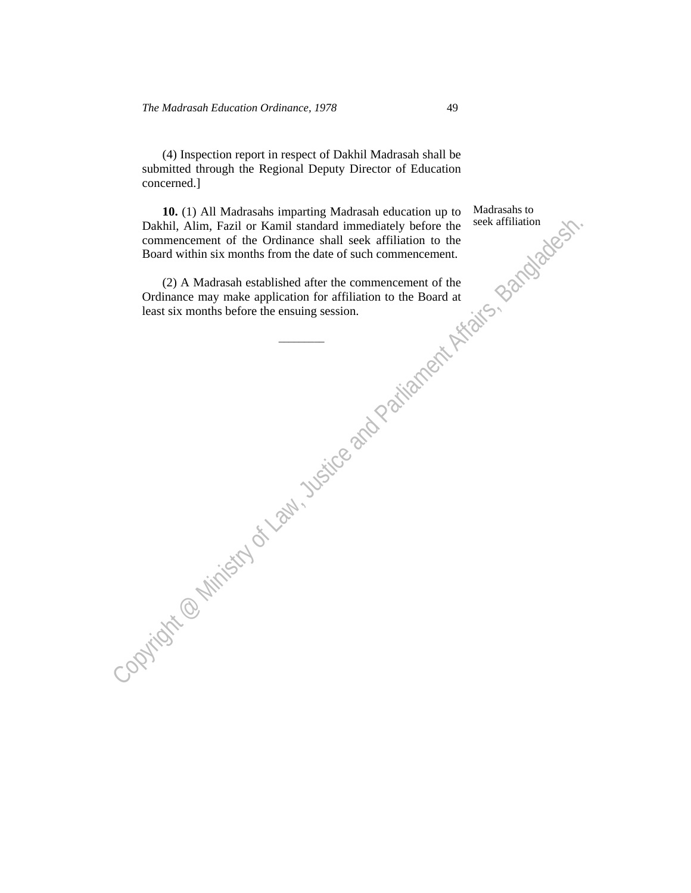(4) Inspection report in respect of Dakhil Madrasah shall be submitted through the Regional Deputy Director of Education concerned.]

**Madrasahs to seek affiliation**

**10.** (1) All Madrasahs imparting Madrasah education up to Dakhil, Alim, Fazil or Kamil standard immediately before the commencement of the Ordinance shall seek affiliation to the Board within six months from the date of such commencement.

(2) A Madrasah established after the commencement of the Ordinance may make application for affiliation to the Board at least six months before the ensuing session.

---